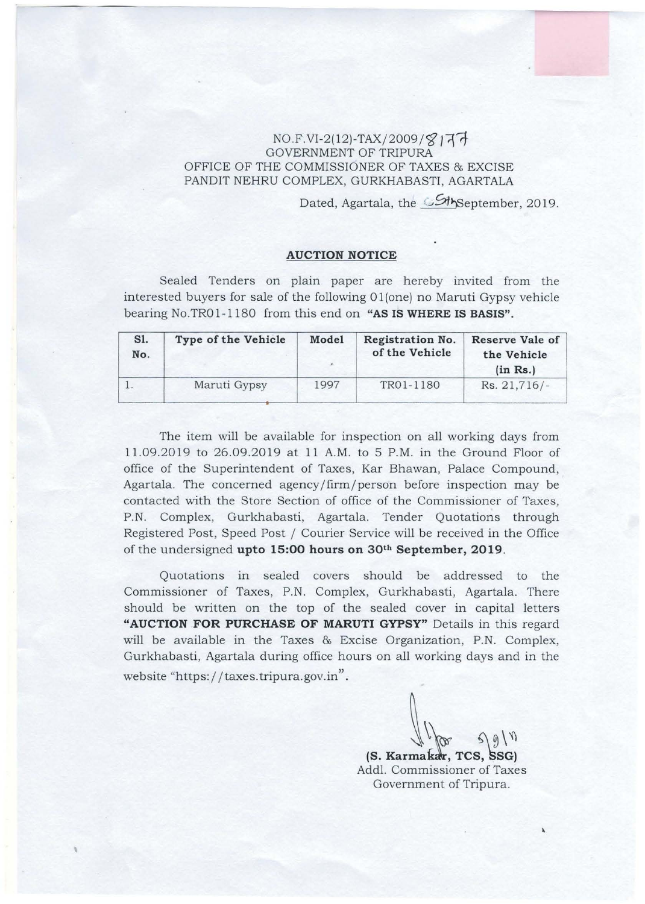NO.F.VI-2(12)-TAX/2009/8177
GOVERNMENT OF TRIPURA
OFFICE OF THE COMMISSIONER OF TAXES & EXCISE
PANDIT NEHRU COMPLEX, GURKHABASTI, AGARTALA

Dated, Agartala, the 05th September, 2019.

## AUCTION NOTICE

Sealed Tenders on plain paper are hereby invited from the interested buyers for sale of the following 01(one) no Maruti Gypsy vehicle bearing No.TR01-1180 from this end on **"AS IS WHERE IS BASIS"**.

| Sl. No. | Type of the Vehicle | Model | Registration No. of the Vehicle | Reserve Vale of the Vehicle (in Rs.) |
|---|---|---|---|---|
| 1. | Maruti Gypsy | 1997 | TR01-1180 | Rs. 21,716/- |

The item will be available for inspection on all working days from 11.09.2019 to 26.09.2019 at 11 A.M. to 5 P.M. in the Ground Floor of office of the Superintendent of Taxes, Kar Bhawan, Palace Compound, Agartala. The concerned agency/firm/person before inspection may be contacted with the Store Section of office of the Commissioner of Taxes, P.N. Complex, Gurkhabasti, Agartala. Tender Quotations through Registered Post, Speed Post / Courier Service will be received in the Office of the undersigned **upto 15:00 hours on 30th September, 2019**.

Quotations in sealed covers should be addressed to the Commissioner of Taxes, P.N. Complex, Gurkhabasti, Agartala. There should be written on the top of the sealed cover in capital letters **"AUCTION FOR PURCHASE OF MARUTI GYPSY"** Details in this regard will be available in the Taxes & Excise Organization, P.N. Complex, Gurkhabasti, Agartala during office hours on all working days and in the website "https://taxes.tripura.gov.in".

5/9/19

**(S. Karmakar, TCS, SSG)**
Addl. Commissioner of Taxes
Government of Tripura.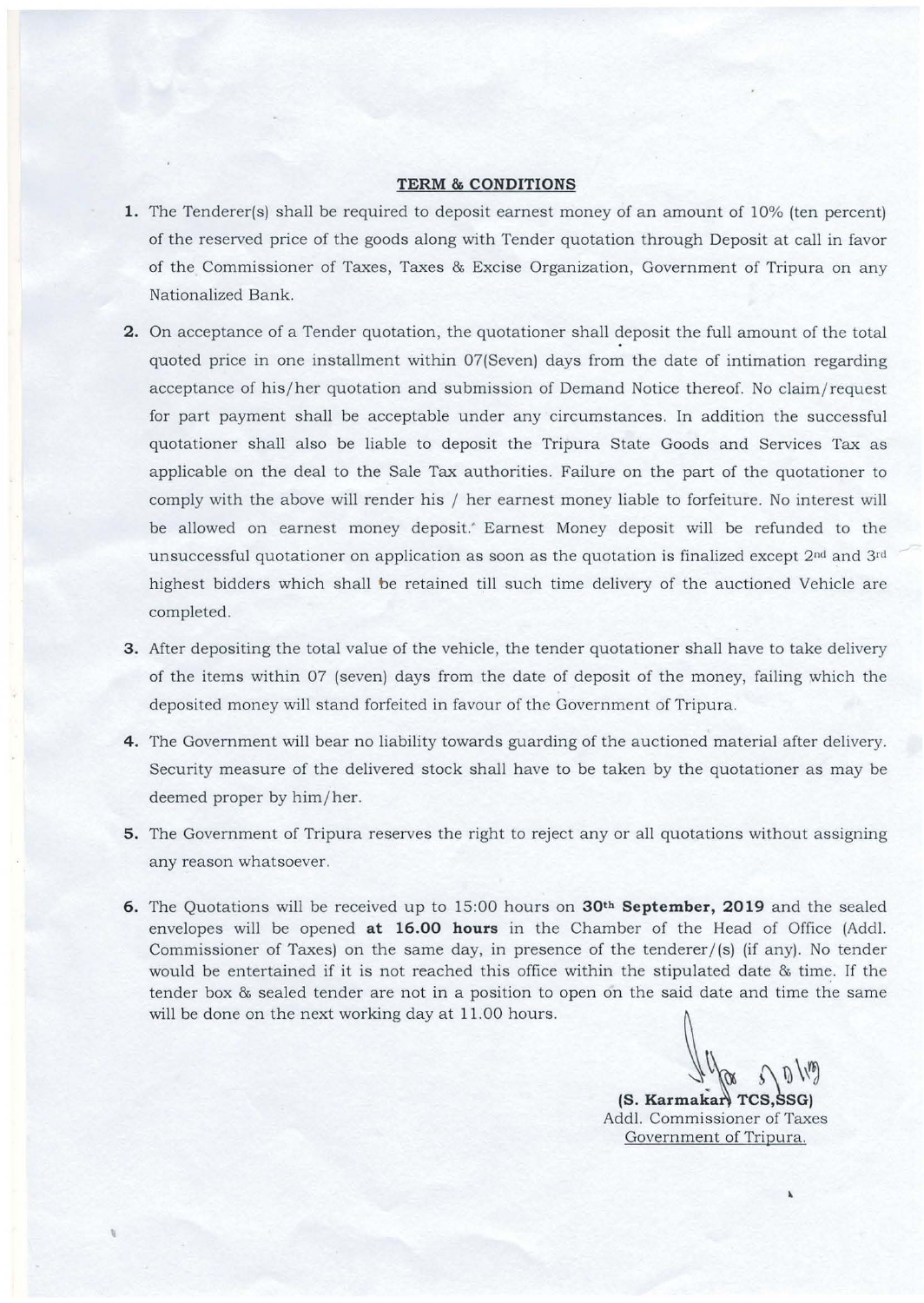## TERM & CONDITIONS

1. The Tenderer(s) shall be required to deposit earnest money of an amount of 10% (ten percent) of the reserved price of the goods along with Tender quotation through Deposit at call in favor of the Commissioner of Taxes, Taxes & Excise Organization, Government of Tripura on any Nationalized Bank.

2. On acceptance of a Tender quotation, the quotationer shall deposit the full amount of the total quoted price in one installment within 07(Seven) days from the date of intimation regarding acceptance of his/her quotation and submission of Demand Notice thereof. No claim/request for part payment shall be acceptable under any circumstances. In addition the successful quotationer shall also be liable to deposit the Tripura State Goods and Services Tax as applicable on the deal to the Sale Tax authorities. Failure on the part of the quotationer to comply with the above will render his / her earnest money liable to forfeiture. No interest will be allowed on earnest money deposit. Earnest Money deposit will be refunded to the unsuccessful quotationer on application as soon as the quotation is finalized except 2nd and 3rd highest bidders which shall be retained till such time delivery of the auctioned Vehicle are completed.

3. After depositing the total value of the vehicle, the tender quotationer shall have to take delivery of the items within 07 (seven) days from the date of deposit of the money, failing which the deposited money will stand forfeited in favour of the Government of Tripura.

4. The Government will bear no liability towards guarding of the auctioned material after delivery. Security measure of the delivered stock shall have to be taken by the quotationer as may be deemed proper by him/her.

5. The Government of Tripura reserves the right to reject any or all quotations without assigning any reason whatsoever.

6. The Quotations will be received up to 15:00 hours on **30th September, 2019** and the sealed envelopes will be opened **at 16.00 hours** in the Chamber of the Head of Office (Addl. Commissioner of Taxes) on the same day, in presence of the tenderer/(s) (if any). No tender would be entertained if it is not reached this office within the stipulated date & time. If the tender box & sealed tender are not in a position to open on the said date and time the same will be done on the next working day at 11.00 hours.

**(S. Karmakar, TCS,SSG)**
Addl. Commissioner of Taxes
Government of Tripura.